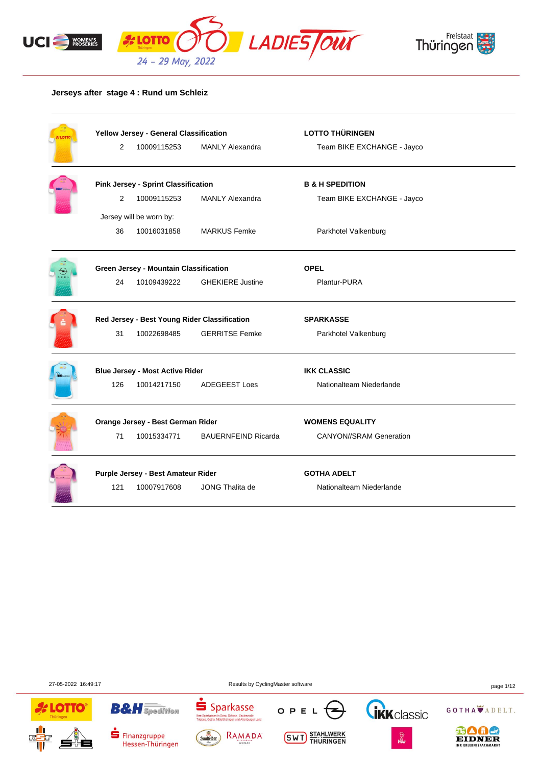**Jerseys after stage 4 : Rund um Schleiz**

| Jersey | | | Sponsor / Team |
|---|---|---|---|
| **Yellow Jersey - General Classification** | | | **LOTTO THÜRINGEN** |
| 2 | 10009115253 | MANLY Alexandra | Team BIKE EXCHANGE - Jayco |
| **Pink Jersey - Sprint Classification** | | | **B & H SPEDITION** |
| 2 | 10009115253 | MANLY Alexandra | Team BIKE EXCHANGE - Jayco |
| Jersey will be worn by: | | | |
| 36 | 10016031858 | MARKUS Femke | Parkhotel Valkenburg |
| **Green Jersey - Mountain Classification** | | | **OPEL** |
| 24 | 10109439222 | GHEKIERE Justine | Plantur-PURA |
| **Red Jersey - Best Young Rider Classification** | | | **SPARKASSE** |
| 31 | 10022698485 | GERRITSE Femke | Parkhotel Valkenburg |
| **Blue Jersey - Most Active Rider** | | | **IKK CLASSIC** |
| 126 | 10014217150 | ADEGEEST Loes | Nationalteam Niederlande |
| **Orange Jersey - Best German Rider** | | | **WOMENS EQUALITY** |
| 71 | 10015334771 | BAUERNFEIND Ricarda | CANYON//SRAM Generation |
| **Purple Jersey - Best Amateur Rider** | | | **GOTHA ADELT** |
| 121 | 10007917608 | JONG Thalita de | Nationalteam Niederlande |

27-05-2022 16:49:17

Results by CyclingMaster software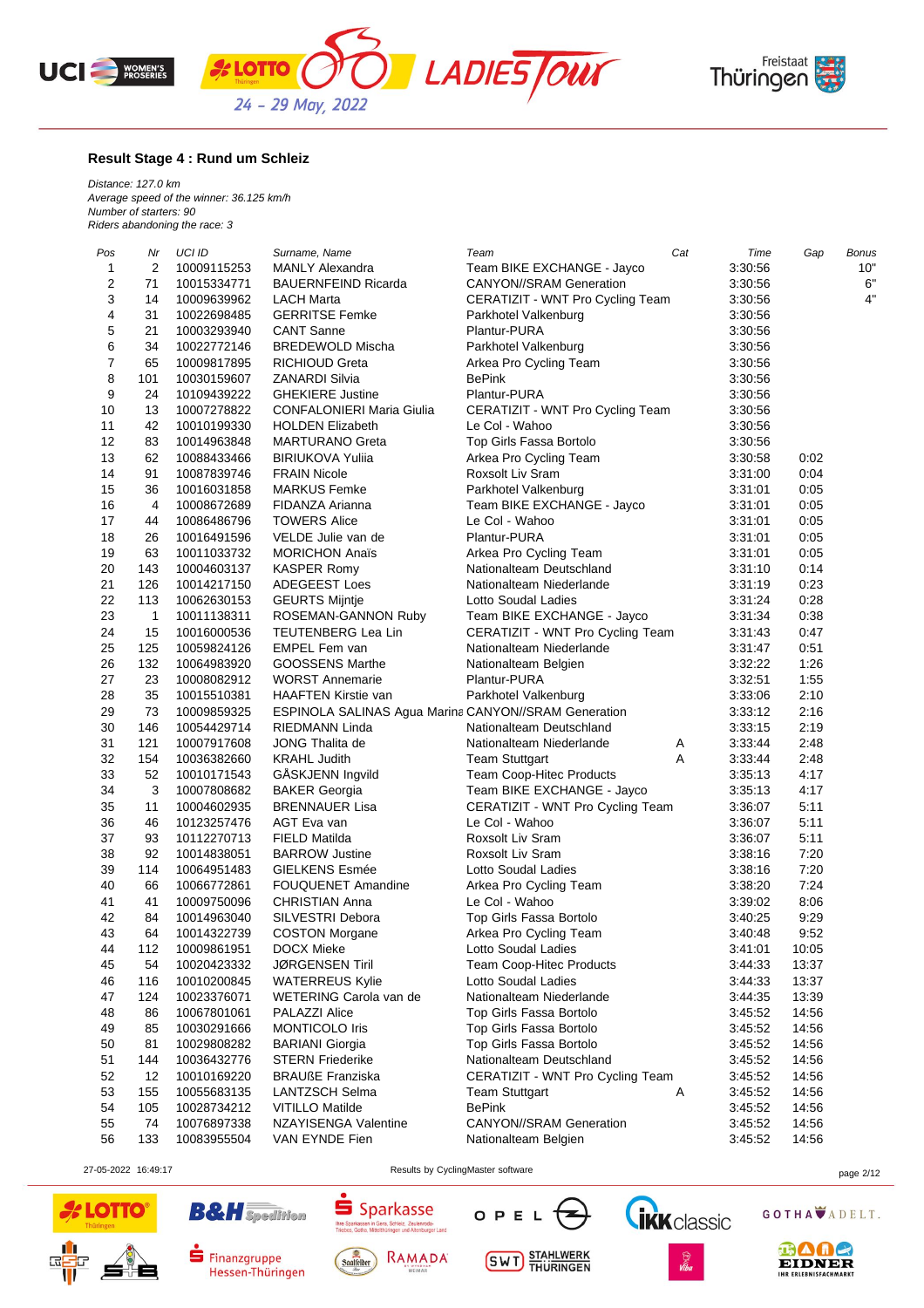## Result Stage 4 : Rund um Schleiz

*Distance: 127.0 km*
*Average speed of the winner: 36.125 km/h*
*Number of starters: 90*
*Riders abandoning the race: 3*

| Pos | Nr | UCI ID | Surname, Name | Team | Cat | Time | Gap | Bonus |
|---|---|---|---|---|---|---|---|---|
| 1 | 2 | 10009115253 | MANLY Alexandra | Team BIKE EXCHANGE - Jayco | | 3:30:56 | | 10" |
| 2 | 71 | 10015334771 | BAUERNFEIND Ricarda | CANYON//SRAM Generation | | 3:30:56 | | 6" |
| 3 | 14 | 10009639962 | LACH Marta | CERATIZIT - WNT Pro Cycling Team | | 3:30:56 | | 4" |
| 4 | 31 | 10022698485 | GERRITSE Femke | Parkhotel Valkenburg | | 3:30:56 | | |
| 5 | 21 | 10003293940 | CANT Sanne | Plantur-PURA | | 3:30:56 | | |
| 6 | 34 | 10022772146 | BREDEWOLD Mischa | Parkhotel Valkenburg | | 3:30:56 | | |
| 7 | 65 | 10009817895 | RICHIOUD Greta | Arkea Pro Cycling Team | | 3:30:56 | | |
| 8 | 101 | 10030159607 | ZANARDI Silvia | BePink | | 3:30:56 | | |
| 9 | 24 | 10109439222 | GHEKIERE Justine | Plantur-PURA | | 3:30:56 | | |
| 10 | 13 | 10007278822 | CONFALONIERI Maria Giulia | CERATIZIT - WNT Pro Cycling Team | | 3:30:56 | | |
| 11 | 42 | 10010199330 | HOLDEN Elizabeth | Le Col - Wahoo | | 3:30:56 | | |
| 12 | 83 | 10014963848 | MARTURANO Greta | Top Girls Fassa Bortolo | | 3:30:56 | | |
| 13 | 62 | 10088433466 | BIRIUKOVA Yuliia | Arkea Pro Cycling Team | | 3:30:58 | 0:02 | |
| 14 | 91 | 10087839746 | FRAIN Nicole | Roxsolt Liv Sram | | 3:31:00 | 0:04 | |
| 15 | 36 | 10016031858 | MARKUS Femke | Parkhotel Valkenburg | | 3:31:01 | 0:05 | |
| 16 | 4 | 10008672689 | FIDANZA Arianna | Team BIKE EXCHANGE - Jayco | | 3:31:01 | 0:05 | |
| 17 | 44 | 10086486796 | TOWERS Alice | Le Col - Wahoo | | 3:31:01 | 0:05 | |
| 18 | 26 | 10016491596 | VELDE Julie van de | Plantur-PURA | | 3:31:01 | 0:05 | |
| 19 | 63 | 10011033732 | MORICHON Anaïs | Arkea Pro Cycling Team | | 3:31:01 | 0:05 | |
| 20 | 143 | 10004603137 | KASPER Romy | Nationalteam Deutschland | | 3:31:10 | 0:14 | |
| 21 | 126 | 10014217150 | ADEGEEST Loes | Nationalteam Niederlande | | 3:31:19 | 0:23 | |
| 22 | 113 | 10062630153 | GEURTS Mijntje | Lotto Soudal Ladies | | 3:31:24 | 0:28 | |
| 23 | 1 | 10011138311 | ROSEMAN-GANNON Ruby | Team BIKE EXCHANGE - Jayco | | 3:31:34 | 0:38 | |
| 24 | 15 | 10016000536 | TEUTENBERG Lea Lin | CERATIZIT - WNT Pro Cycling Team | | 3:31:43 | 0:47 | |
| 25 | 125 | 10059824126 | EMPEL Fem van | Nationalteam Niederlande | | 3:31:47 | 0:51 | |
| 26 | 132 | 10064983920 | GOOSSENS Marthe | Nationalteam Belgien | | 3:32:22 | 1:26 | |
| 27 | 23 | 10008082912 | WORST Annemarie | Plantur-PURA | | 3:32:51 | 1:55 | |
| 28 | 35 | 10015510381 | HAAFTEN Kirstie van | Parkhotel Valkenburg | | 3:33:06 | 2:10 | |
| 29 | 73 | 10009859325 | ESPINOLA SALINAS Agua Marina | CANYON//SRAM Generation | | 3:33:12 | 2:16 | |
| 30 | 146 | 10054429714 | RIEDMANN Linda | Nationalteam Deutschland | | 3:33:15 | 2:19 | |
| 31 | 121 | 10007917608 | JONG Thalita de | Nationalteam Niederlande | A | 3:33:44 | 2:48 | |
| 32 | 154 | 10036382660 | KRAHL Judith | Team Stuttgart | A | 3:33:44 | 2:48 | |
| 33 | 52 | 10010171543 | GÅSKJENN Ingvild | Team Coop-Hitec Products | | 3:35:13 | 4:17 | |
| 34 | 3 | 10007808682 | BAKER Georgia | Team BIKE EXCHANGE - Jayco | | 3:35:13 | 4:17 | |
| 35 | 11 | 10004602935 | BRENNAUER Lisa | CERATIZIT - WNT Pro Cycling Team | | 3:36:07 | 5:11 | |
| 36 | 46 | 10123257476 | AGT Eva van | Le Col - Wahoo | | 3:36:07 | 5:11 | |
| 37 | 93 | 10112270713 | FIELD Matilda | Roxsolt Liv Sram | | 3:36:07 | 5:11 | |
| 38 | 92 | 10014838051 | BARROW Justine | Roxsolt Liv Sram | | 3:38:16 | 7:20 | |
| 39 | 114 | 10064951483 | GIELKENS Esmée | Lotto Soudal Ladies | | 3:38:16 | 7:20 | |
| 40 | 66 | 10066772861 | FOUQUENET Amandine | Arkea Pro Cycling Team | | 3:38:20 | 7:24 | |
| 41 | 41 | 10009750096 | CHRISTIAN Anna | Le Col - Wahoo | | 3:39:02 | 8:06 | |
| 42 | 84 | 10014963040 | SILVESTRI Debora | Top Girls Fassa Bortolo | | 3:40:25 | 9:29 | |
| 43 | 64 | 10014322739 | COSTON Morgane | Arkea Pro Cycling Team | | 3:40:48 | 9:52 | |
| 44 | 112 | 10009861951 | DOCX Mieke | Lotto Soudal Ladies | | 3:41:01 | 10:05 | |
| 45 | 54 | 10020423332 | JØRGENSEN Tiril | Team Coop-Hitec Products | | 3:44:33 | 13:37 | |
| 46 | 116 | 10010200845 | WATERREUS Kylie | Lotto Soudal Ladies | | 3:44:33 | 13:37 | |
| 47 | 124 | 10023376071 | WETERING Carola van de | Nationalteam Niederlande | | 3:44:35 | 13:39 | |
| 48 | 86 | 10067801061 | PALAZZI Alice | Top Girls Fassa Bortolo | | 3:45:52 | 14:56 | |
| 49 | 85 | 10030291666 | MONTICOLO Iris | Top Girls Fassa Bortolo | | 3:45:52 | 14:56 | |
| 50 | 81 | 10029808282 | BARIANI Giorgia | Top Girls Fassa Bortolo | | 3:45:52 | 14:56 | |
| 51 | 144 | 10036432776 | STERN Friederike | Nationalteam Deutschland | | 3:45:52 | 14:56 | |
| 52 | 12 | 10010169220 | BRAUßE Franziska | CERATIZIT - WNT Pro Cycling Team | | 3:45:52 | 14:56 | |
| 53 | 155 | 10055683135 | LANTZSCH Selma | Team Stuttgart | A | 3:45:52 | 14:56 | |
| 54 | 105 | 10028734212 | VITILLO Matilde | BePink | | 3:45:52 | 14:56 | |
| 55 | 74 | 10076897338 | NZAYISENGA Valentine | CANYON//SRAM Generation | | 3:45:52 | 14:56 | |
| 56 | 133 | 10083955504 | VAN EYNDE Fien | Nationalteam Belgien | | 3:45:52 | 14:56 | |

27-05-2022 16:49:17 — Results by CyclingMaster software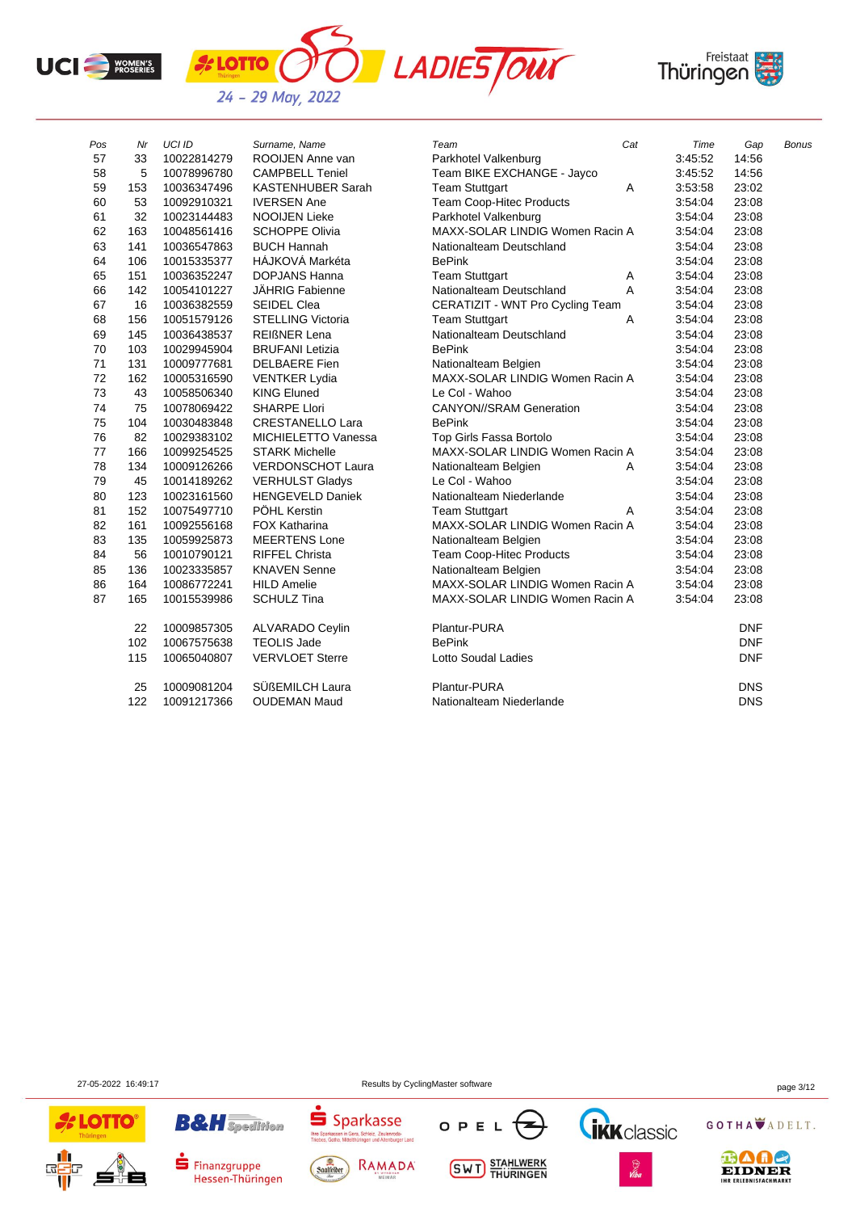| Pos | Nr | UCI ID | Surname, Name | Team | Cat | Time | Gap | Bonus |
|---|---|---|---|---|---|---|---|---|
| 57 | 33 | 10022814279 | ROOIJEN Anne van | Parkhotel Valkenburg | | 3:45:52 | 14:56 | |
| 58 | 5 | 10078996780 | CAMPBELL Teniel | Team BIKE EXCHANGE - Jayco | | 3:45:52 | 14:56 | |
| 59 | 153 | 10036347496 | KASTENHUBER Sarah | Team Stuttgart | A | 3:53:58 | 23:02 | |
| 60 | 53 | 10092910321 | IVERSEN Ane | Team Coop-Hitec Products | | 3:54:04 | 23:08 | |
| 61 | 32 | 10023144483 | NOOIJEN Lieke | Parkhotel Valkenburg | | 3:54:04 | 23:08 | |
| 62 | 163 | 10048561416 | SCHOPPE Olivia | MAXX-SOLAR LINDIG Women Racin | A | 3:54:04 | 23:08 | |
| 63 | 141 | 10036547863 | BUCH Hannah | Nationalteam Deutschland | | 3:54:04 | 23:08 | |
| 64 | 106 | 10015335377 | HÁJKOVÁ Markéta | BePink | | 3:54:04 | 23:08 | |
| 65 | 151 | 10036352247 | DOPJANS Hanna | Team Stuttgart | A | 3:54:04 | 23:08 | |
| 66 | 142 | 10054101227 | JÄHRIG Fabienne | Nationalteam Deutschland | A | 3:54:04 | 23:08 | |
| 67 | 16 | 10036382559 | SEIDEL Clea | CERATIZIT - WNT Pro Cycling Team | | 3:54:04 | 23:08 | |
| 68 | 156 | 10051579126 | STELLING Victoria | Team Stuttgart | A | 3:54:04 | 23:08 | |
| 69 | 145 | 10036438537 | REIßNER Lena | Nationalteam Deutschland | | 3:54:04 | 23:08 | |
| 70 | 103 | 10029945904 | BRUFANI Letizia | BePink | | 3:54:04 | 23:08 | |
| 71 | 131 | 10009777681 | DELBAERE Fien | Nationalteam Belgien | | 3:54:04 | 23:08 | |
| 72 | 162 | 10005316590 | VENTKER Lydia | MAXX-SOLAR LINDIG Women Racin | A | 3:54:04 | 23:08 | |
| 73 | 43 | 10058506340 | KING Eluned | Le Col - Wahoo | | 3:54:04 | 23:08 | |
| 74 | 75 | 10078069422 | SHARPE Llori | CANYON//SRAM Generation | | 3:54:04 | 23:08 | |
| 75 | 104 | 10030483848 | CRESTANELLO Lara | BePink | | 3:54:04 | 23:08 | |
| 76 | 82 | 10029383102 | MICHIELETTO Vanessa | Top Girls Fassa Bortolo | | 3:54:04 | 23:08 | |
| 77 | 166 | 10099254525 | STARK Michelle | MAXX-SOLAR LINDIG Women Racin | A | 3:54:04 | 23:08 | |
| 78 | 134 | 10009126266 | VERDONSCHOT Laura | Nationalteam Belgien | A | 3:54:04 | 23:08 | |
| 79 | 45 | 10014189262 | VERHULST Gladys | Le Col - Wahoo | | 3:54:04 | 23:08 | |
| 80 | 123 | 10023161560 | HENGEVELD Daniek | Nationalteam Niederlande | | 3:54:04 | 23:08 | |
| 81 | 152 | 10075497710 | PÖHL Kerstin | Team Stuttgart | A | 3:54:04 | 23:08 | |
| 82 | 161 | 10092556168 | FOX Katharina | MAXX-SOLAR LINDIG Women Racin | A | 3:54:04 | 23:08 | |
| 83 | 135 | 10059925873 | MEERTENS Lone | Nationalteam Belgien | | 3:54:04 | 23:08 | |
| 84 | 56 | 10010790121 | RIFFEL Christa | Team Coop-Hitec Products | | 3:54:04 | 23:08 | |
| 85 | 136 | 10023335857 | KNAVEN Senne | Nationalteam Belgien | | 3:54:04 | 23:08 | |
| 86 | 164 | 10086772241 | HILD Amelie | MAXX-SOLAR LINDIG Women Racin | A | 3:54:04 | 23:08 | |
| 87 | 165 | 10015539986 | SCHULZ Tina | MAXX-SOLAR LINDIG Women Racin | A | 3:54:04 | 23:08 | |
| | 22 | 10009857305 | ALVARADO Ceylin | Plantur-PURA | | | DNF | |
| | 102 | 10067575638 | TEOLIS Jade | BePink | | | DNF | |
| | 115 | 10065040807 | VERVLOET Sterre | Lotto Soudal Ladies | | | DNF | |
| | 25 | 10009081204 | SÜßEMILCH Laura | Plantur-PURA | | | DNS | |
| | 122 | 10091217366 | OUDEMAN Maud | Nationalteam Niederlande | | | DNS | |

27-05-2022 16:49:17 — Results by CyclingMaster software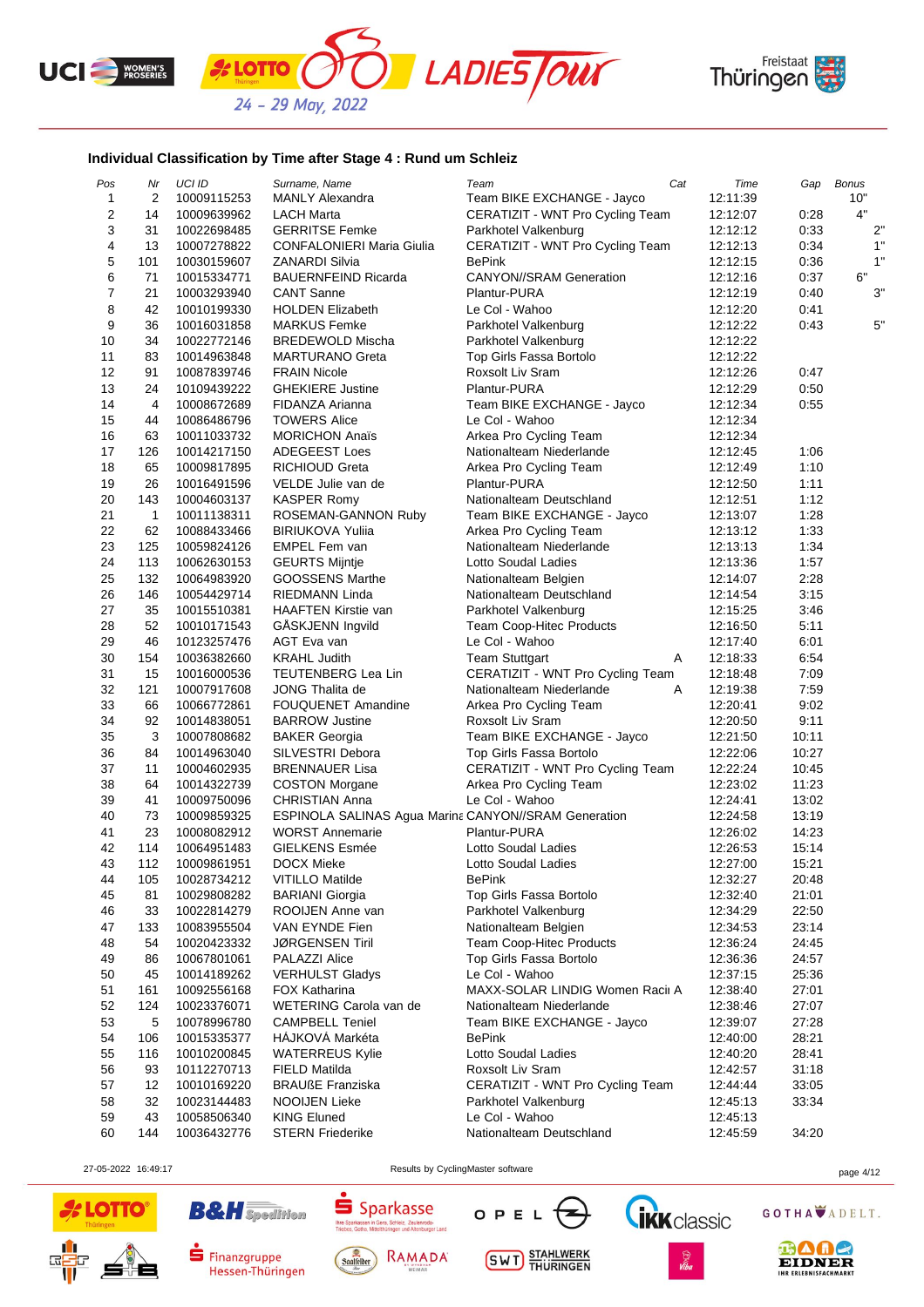#### Individual Classification by Time after Stage 4 : Rund um Schleiz

| Pos | Nr | UCI ID | Surname, Name | Team | Cat | Time | Gap | Bonus |
|---|---|---|---|---|---|---|---|---|
| 1 | 2 | 10009115253 | MANLY Alexandra | Team BIKE EXCHANGE - Jayco | | 12:11:39 | | 10" |
| 2 | 14 | 10009639962 | LACH Marta | CERATIZIT - WNT Pro Cycling Team | | 12:12:07 | 0:28 | 4" |
| 3 | 31 | 10022698485 | GERRITSE Femke | Parkhotel Valkenburg | | 12:12:12 | 0:33 | 2" |
| 4 | 13 | 10007278822 | CONFALONIERI Maria Giulia | CERATIZIT - WNT Pro Cycling Team | | 12:12:13 | 0:34 | 1" |
| 5 | 101 | 10030159607 | ZANARDI Silvia | BePink | | 12:12:15 | 0:36 | 1" |
| 6 | 71 | 10015334771 | BAUERNFEIND Ricarda | CANYON//SRAM Generation | | 12:12:16 | 0:37 | 6" |
| 7 | 21 | 10003293940 | CANT Sanne | Plantur-PURA | | 12:12:19 | 0:40 | 3" |
| 8 | 42 | 10010199330 | HOLDEN Elizabeth | Le Col - Wahoo | | 12:12:20 | 0:41 | |
| 9 | 36 | 10016031858 | MARKUS Femke | Parkhotel Valkenburg | | 12:12:22 | 0:43 | 5" |
| 10 | 34 | 10022772146 | BREDEWOLD Mischa | Parkhotel Valkenburg | | 12:12:22 | | |
| 11 | 83 | 10014963848 | MARTURANO Greta | Top Girls Fassa Bortolo | | 12:12:22 | | |
| 12 | 91 | 10087839746 | FRAIN Nicole | Roxsolt Liv Sram | | 12:12:26 | 0:47 | |
| 13 | 24 | 10109439222 | GHEKIERE Justine | Plantur-PURA | | 12:12:29 | 0:50 | |
| 14 | 4 | 10008672689 | FIDANZA Arianna | Team BIKE EXCHANGE - Jayco | | 12:12:34 | 0:55 | |
| 15 | 44 | 10086486796 | TOWERS Alice | Le Col - Wahoo | | 12:12:34 | | |
| 16 | 63 | 10011033732 | MORICHON Anaïs | Arkea Pro Cycling Team | | 12:12:34 | | |
| 17 | 126 | 10014217150 | ADEGEEST Loes | Nationalteam Niederlande | | 12:12:45 | 1:06 | |
| 18 | 65 | 10009817895 | RICHIOUD Greta | Arkea Pro Cycling Team | | 12:12:49 | 1:10 | |
| 19 | 26 | 10016491596 | VELDE Julie van de | Plantur-PURA | | 12:12:50 | 1:11 | |
| 20 | 143 | 10004603137 | KASPER Romy | Nationalteam Deutschland | | 12:12:51 | 1:12 | |
| 21 | 1 | 10011138311 | ROSEMAN-GANNON Ruby | Team BIKE EXCHANGE - Jayco | | 12:13:07 | 1:28 | |
| 22 | 62 | 10088433466 | BIRIUKOVA Yuliia | Arkea Pro Cycling Team | | 12:13:12 | 1:33 | |
| 23 | 125 | 10059824126 | EMPEL Fem van | Nationalteam Niederlande | | 12:13:13 | 1:34 | |
| 24 | 113 | 10062630153 | GEURTS Mijntje | Lotto Soudal Ladies | | 12:13:36 | 1:57 | |
| 25 | 132 | 10064983920 | GOOSSENS Marthe | Nationalteam Belgien | | 12:14:07 | 2:28 | |
| 26 | 146 | 10054429714 | RIEDMANN Linda | Nationalteam Deutschland | | 12:14:54 | 3:15 | |
| 27 | 35 | 10015510381 | HAAFTEN Kirstie van | Parkhotel Valkenburg | | 12:15:25 | 3:46 | |
| 28 | 52 | 10010171543 | GÅSKJENN Ingvild | Team Coop-Hitec Products | | 12:16:50 | 5:11 | |
| 29 | 46 | 10123257476 | AGT Eva van | Le Col - Wahoo | | 12:17:40 | 6:01 | |
| 30 | 154 | 10036382660 | KRAHL Judith | Team Stuttgart | A | 12:18:33 | 6:54 | |
| 31 | 15 | 10016000536 | TEUTENBERG Lea Lin | CERATIZIT - WNT Pro Cycling Team | | 12:18:48 | 7:09 | |
| 32 | 121 | 10007917608 | JONG Thalita de | Nationalteam Niederlande | A | 12:19:38 | 7:59 | |
| 33 | 66 | 10066772861 | FOUQUENET Amandine | Arkea Pro Cycling Team | | 12:20:41 | 9:02 | |
| 34 | 92 | 10014838051 | BARROW Justine | Roxsolt Liv Sram | | 12:20:50 | 9:11 | |
| 35 | 3 | 10007808682 | BAKER Georgia | Team BIKE EXCHANGE - Jayco | | 12:21:50 | 10:11 | |
| 36 | 84 | 10014963040 | SILVESTRI Debora | Top Girls Fassa Bortolo | | 12:22:06 | 10:27 | |
| 37 | 11 | 10004602935 | BRENNAUER Lisa | CERATIZIT - WNT Pro Cycling Team | | 12:22:24 | 10:45 | |
| 38 | 64 | 10014322739 | COSTON Morgane | Arkea Pro Cycling Team | | 12:23:02 | 11:23 | |
| 39 | 41 | 10009750096 | CHRISTIAN Anna | Le Col - Wahoo | | 12:24:41 | 13:02 | |
| 40 | 73 | 10009859325 | ESPINOLA SALINAS Agua Marina | CANYON//SRAM Generation | | 12:24:58 | 13:19 | |
| 41 | 23 | 10008082912 | WORST Annemarie | Plantur-PURA | | 12:26:02 | 14:23 | |
| 42 | 114 | 10064951483 | GIELKENS Esmée | Lotto Soudal Ladies | | 12:26:53 | 15:14 | |
| 43 | 112 | 10009861951 | DOCX Mieke | Lotto Soudal Ladies | | 12:27:00 | 15:21 | |
| 44 | 105 | 10028734212 | VITILLO Matilde | BePink | | 12:32:27 | 20:48 | |
| 45 | 81 | 10029808282 | BARIANI Giorgia | Top Girls Fassa Bortolo | | 12:32:40 | 21:01 | |
| 46 | 33 | 10022814279 | ROOIJEN Anne van | Parkhotel Valkenburg | | 12:34:29 | 22:50 | |
| 47 | 133 | 10083955504 | VAN EYNDE Fien | Nationalteam Belgien | | 12:34:53 | 23:14 | |
| 48 | 54 | 10020423332 | JØRGENSEN Tiril | Team Coop-Hitec Products | | 12:36:24 | 24:45 | |
| 49 | 86 | 10067801061 | PALAZZI Alice | Top Girls Fassa Bortolo | | 12:36:36 | 24:57 | |
| 50 | 45 | 10014189262 | VERHULST Gladys | Le Col - Wahoo | | 12:37:15 | 25:36 | |
| 51 | 161 | 10092556168 | FOX Katharina | MAXX-SOLAR LINDIG Women Racing | A | 12:38:40 | 27:01 | |
| 52 | 124 | 10023376071 | WETERING Carola van de | Nationalteam Niederlande | | 12:38:46 | 27:07 | |
| 53 | 5 | 10078996780 | CAMPBELL Teniel | Team BIKE EXCHANGE - Jayco | | 12:39:07 | 27:28 | |
| 54 | 106 | 10015335377 | HÁJKOVÁ Markéta | BePink | | 12:40:00 | 28:21 | |
| 55 | 116 | 10010200845 | WATERREUS Kylie | Lotto Soudal Ladies | | 12:40:20 | 28:41 | |
| 56 | 93 | 10112270713 | FIELD Matilda | Roxsolt Liv Sram | | 12:42:57 | 31:18 | |
| 57 | 12 | 10010169220 | BRAUßE Franziska | CERATIZIT - WNT Pro Cycling Team | | 12:44:44 | 33:05 | |
| 58 | 32 | 10023144483 | NOOIJEN Lieke | Parkhotel Valkenburg | | 12:45:13 | 33:34 | |
| 59 | 43 | 10058506340 | KING Eluned | Le Col - Wahoo | | 12:45:13 | | |
| 60 | 144 | 10036432776 | STERN Friederike | Nationalteam Deutschland | | 12:45:59 | 34:20 | |

27-05-2022 16:49:17

Results by CyclingMaster software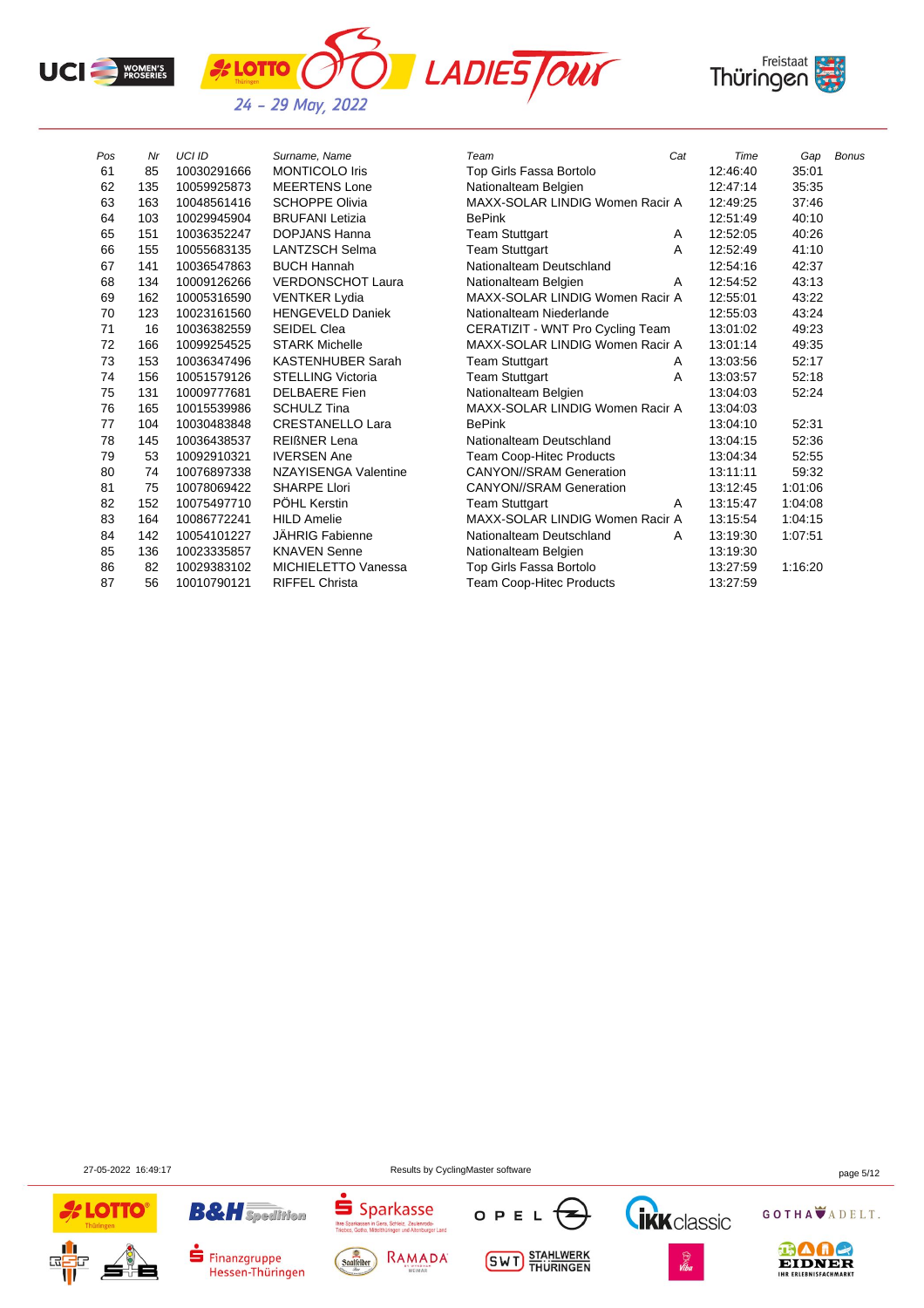| Pos | Nr | UCI ID | Surname, Name | Team | Cat | Time | Gap | Bonus |
|---|---|---|---|---|---|---|---|---|
| 61 | 85 | 10030291666 | MONTICOLO Iris | Top Girls Fassa Bortolo | | 12:46:40 | 35:01 | |
| 62 | 135 | 10059925873 | MEERTENS Lone | Nationalteam Belgien | | 12:47:14 | 35:35 | |
| 63 | 163 | 10048561416 | SCHOPPE Olivia | MAXX-SOLAR LINDIG Women Racir | A | 12:49:25 | 37:46 | |
| 64 | 103 | 10029945904 | BRUFANI Letizia | BePink | | 12:51:49 | 40:10 | |
| 65 | 151 | 10036352247 | DOPJANS Hanna | Team Stuttgart | A | 12:52:05 | 40:26 | |
| 66 | 155 | 10055683135 | LANTZSCH Selma | Team Stuttgart | A | 12:52:49 | 41:10 | |
| 67 | 141 | 10036547863 | BUCH Hannah | Nationalteam Deutschland | | 12:54:16 | 42:37 | |
| 68 | 134 | 10009126266 | VERDONSCHOT Laura | Nationalteam Belgien | A | 12:54:52 | 43:13 | |
| 69 | 162 | 10005316590 | VENTKER Lydia | MAXX-SOLAR LINDIG Women Racir | A | 12:55:01 | 43:22 | |
| 70 | 123 | 10023161560 | HENGEVELD Daniek | Nationalteam Niederlande | | 12:55:03 | 43:24 | |
| 71 | 16 | 10036382559 | SEIDEL Clea | CERATIZIT - WNT Pro Cycling Team | | 13:01:02 | 49:23 | |
| 72 | 166 | 10099254525 | STARK Michelle | MAXX-SOLAR LINDIG Women Racir | A | 13:01:14 | 49:35 | |
| 73 | 153 | 10036347496 | KASTENHUBER Sarah | Team Stuttgart | A | 13:03:56 | 52:17 | |
| 74 | 156 | 10051579126 | STELLING Victoria | Team Stuttgart | A | 13:03:57 | 52:18 | |
| 75 | 131 | 10009777681 | DELBAERE Fien | Nationalteam Belgien | | 13:04:03 | 52:24 | |
| 76 | 165 | 10015539986 | SCHULZ Tina | MAXX-SOLAR LINDIG Women Racir | A | 13:04:03 | | |
| 77 | 104 | 10030483848 | CRESTANELLO Lara | BePink | | 13:04:10 | 52:31 | |
| 78 | 145 | 10036438537 | REIßNER Lena | Nationalteam Deutschland | | 13:04:15 | 52:36 | |
| 79 | 53 | 10092910321 | IVERSEN Ane | Team Coop-Hitec Products | | 13:04:34 | 52:55 | |
| 80 | 74 | 10076897338 | NZAYISENGA Valentine | CANYON//SRAM Generation | | 13:11:11 | 59:32 | |
| 81 | 75 | 10078069422 | SHARPE Llori | CANYON//SRAM Generation | | 13:12:45 | 1:01:06 | |
| 82 | 152 | 10075497710 | PÖHL Kerstin | Team Stuttgart | A | 13:15:47 | 1:04:08 | |
| 83 | 164 | 10086772241 | HILD Amelie | MAXX-SOLAR LINDIG Women Racir | A | 13:15:54 | 1:04:15 | |
| 84 | 142 | 10054101227 | JÄHRIG Fabienne | Nationalteam Deutschland | A | 13:19:30 | 1:07:51 | |
| 85 | 136 | 10023335857 | KNAVEN Senne | Nationalteam Belgien | | 13:19:30 | | |
| 86 | 82 | 10029383102 | MICHIELETTO Vanessa | Top Girls Fassa Bortolo | | 13:27:59 | 1:16:20 | |
| 87 | 56 | 10010790121 | RIFFEL Christa | Team Coop-Hitec Products | | 13:27:59 | | |

27-05-2022 16:49:17 Results by CyclingMaster software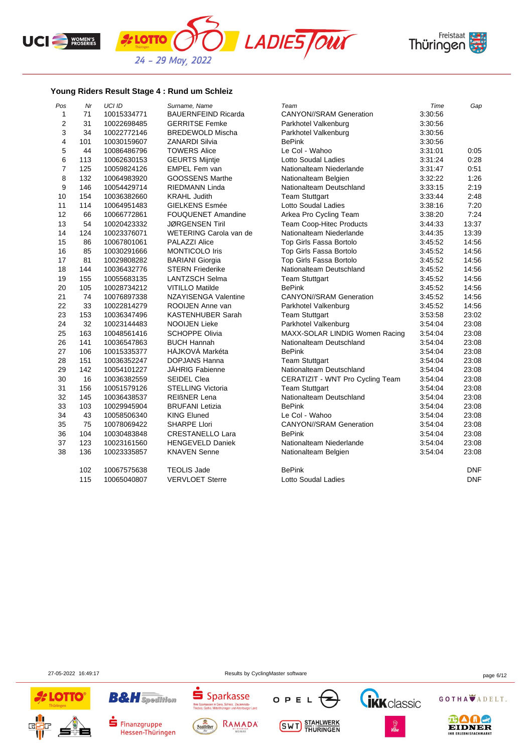## Young Riders Result Stage 4 : Rund um Schleiz

| Pos | Nr | UCI ID | Surname, Name | Team | Time | Gap |
|---|---|---|---|---|---|---|
| 1 | 71 | 10015334771 | BAUERNFEIND Ricarda | CANYON//SRAM Generation | 3:30:56 | |
| 2 | 31 | 10022698485 | GERRITSE Femke | Parkhotel Valkenburg | 3:30:56 | |
| 3 | 34 | 10022772146 | BREDEWOLD Mischa | Parkhotel Valkenburg | 3:30:56 | |
| 4 | 101 | 10030159607 | ZANARDI Silvia | BePink | 3:30:56 | |
| 5 | 44 | 10086486796 | TOWERS Alice | Le Col - Wahoo | 3:31:01 | 0:05 |
| 6 | 113 | 10062630153 | GEURTS Mijntje | Lotto Soudal Ladies | 3:31:24 | 0:28 |
| 7 | 125 | 10059824126 | EMPEL Fem van | Nationalteam Niederlande | 3:31:47 | 0:51 |
| 8 | 132 | 10064983920 | GOOSSENS Marthe | Nationalteam Belgien | 3:32:22 | 1:26 |
| 9 | 146 | 10054429714 | RIEDMANN Linda | Nationalteam Deutschland | 3:33:15 | 2:19 |
| 10 | 154 | 10036382660 | KRAHL Judith | Team Stuttgart | 3:33:44 | 2:48 |
| 11 | 114 | 10064951483 | GIELKENS Esmée | Lotto Soudal Ladies | 3:38:16 | 7:20 |
| 12 | 66 | 10066772861 | FOUQUENET Amandine | Arkea Pro Cycling Team | 3:38:20 | 7:24 |
| 13 | 54 | 10020423332 | JØRGENSEN Tiril | Team Coop-Hitec Products | 3:44:33 | 13:37 |
| 14 | 124 | 10023376071 | WETERING Carola van de | Nationalteam Niederlande | 3:44:35 | 13:39 |
| 15 | 86 | 10067801061 | PALAZZI Alice | Top Girls Fassa Bortolo | 3:45:52 | 14:56 |
| 16 | 85 | 10030291666 | MONTICOLO Iris | Top Girls Fassa Bortolo | 3:45:52 | 14:56 |
| 17 | 81 | 10029808282 | BARIANI Giorgia | Top Girls Fassa Bortolo | 3:45:52 | 14:56 |
| 18 | 144 | 10036432776 | STERN Friederike | Nationalteam Deutschland | 3:45:52 | 14:56 |
| 19 | 155 | 10055683135 | LANTZSCH Selma | Team Stuttgart | 3:45:52 | 14:56 |
| 20 | 105 | 10028734212 | VITILLO Matilde | BePink | 3:45:52 | 14:56 |
| 21 | 74 | 10076897338 | NZAYISENGA Valentine | CANYON//SRAM Generation | 3:45:52 | 14:56 |
| 22 | 33 | 10022814279 | ROOIJEN Anne van | Parkhotel Valkenburg | 3:45:52 | 14:56 |
| 23 | 153 | 10036347496 | KASTENHUBER Sarah | Team Stuttgart | 3:53:58 | 23:02 |
| 24 | 32 | 10023144483 | NOOIJEN Lieke | Parkhotel Valkenburg | 3:54:04 | 23:08 |
| 25 | 163 | 10048561416 | SCHOPPE Olivia | MAXX-SOLAR LINDIG Women Racing | 3:54:04 | 23:08 |
| 26 | 141 | 10036547863 | BUCH Hannah | Nationalteam Deutschland | 3:54:04 | 23:08 |
| 27 | 106 | 10015335377 | HÁJKOVÁ Markéta | BePink | 3:54:04 | 23:08 |
| 28 | 151 | 10036352247 | DOPJANS Hanna | Team Stuttgart | 3:54:04 | 23:08 |
| 29 | 142 | 10054101227 | JÄHRIG Fabienne | Nationalteam Deutschland | 3:54:04 | 23:08 |
| 30 | 16 | 10036382559 | SEIDEL Clea | CERATIZIT - WNT Pro Cycling Team | 3:54:04 | 23:08 |
| 31 | 156 | 10051579126 | STELLING Victoria | Team Stuttgart | 3:54:04 | 23:08 |
| 32 | 145 | 10036438537 | REIßNER Lena | Nationalteam Deutschland | 3:54:04 | 23:08 |
| 33 | 103 | 10029945904 | BRUFANI Letizia | BePink | 3:54:04 | 23:08 |
| 34 | 43 | 10058506340 | KING Eluned | Le Col - Wahoo | 3:54:04 | 23:08 |
| 35 | 75 | 10078069422 | SHARPE Llori | CANYON//SRAM Generation | 3:54:04 | 23:08 |
| 36 | 104 | 10030483848 | CRESTANELLO Lara | BePink | 3:54:04 | 23:08 |
| 37 | 123 | 10023161560 | HENGEVELD Daniek | Nationalteam Niederlande | 3:54:04 | 23:08 |
| 38 | 136 | 10023335857 | KNAVEN Senne | Nationalteam Belgien | 3:54:04 | 23:08 |
| | 102 | 10067575638 | TEOLIS Jade | BePink | | DNF |
| | 115 | 10065040807 | VERVLOET Sterre | Lotto Soudal Ladies | | DNF |

27-05-2022 16:49:17 Results by CyclingMaster software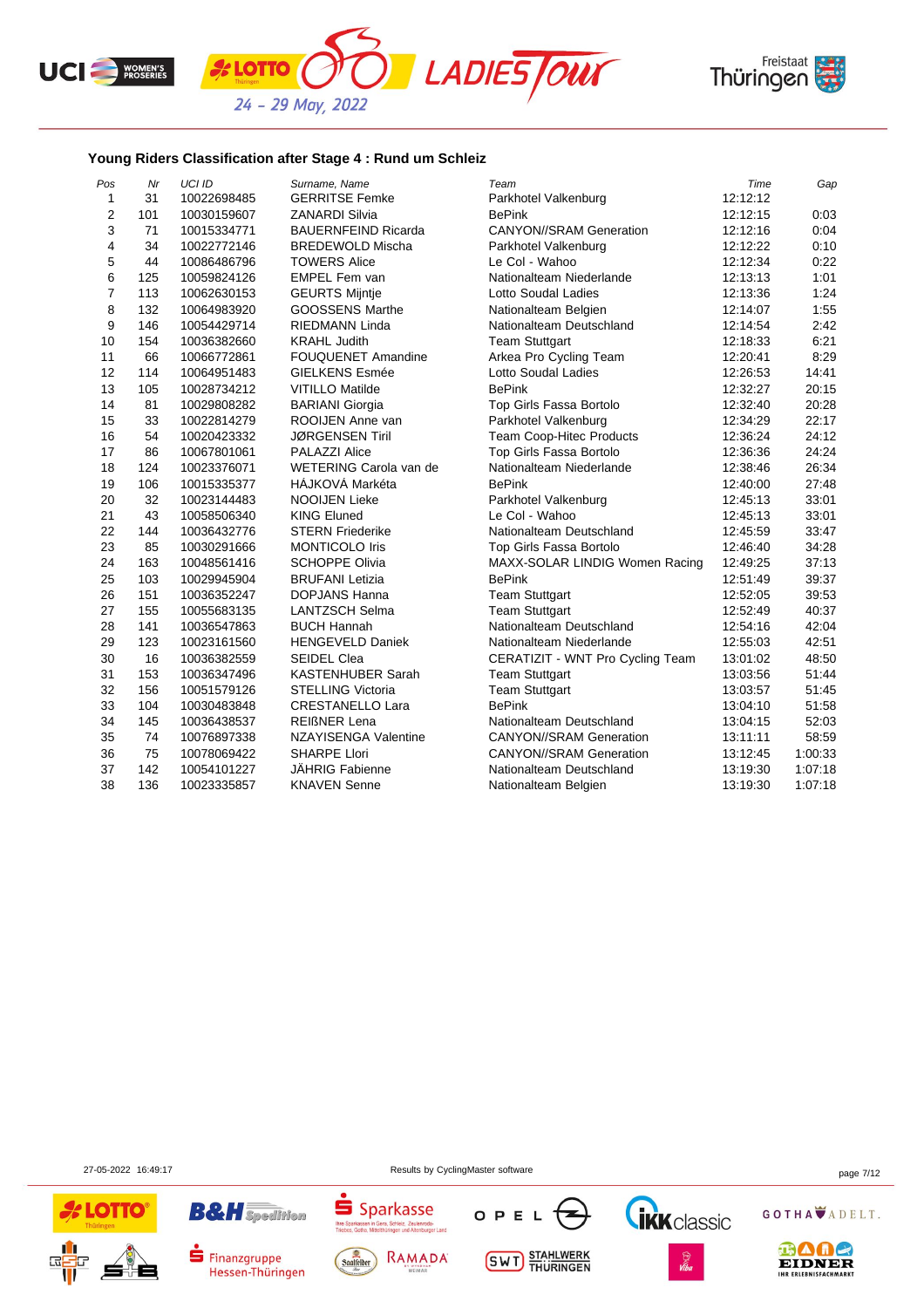## Young Riders Classification after Stage 4 : Rund um Schleiz

| Pos | Nr | UCI ID | Surname, Name | Team | Time | Gap |
|---|---|---|---|---|---|---|
| 1 | 31 | 10022698485 | GERRITSE Femke | Parkhotel Valkenburg | 12:12:12 | |
| 2 | 101 | 10030159607 | ZANARDI Silvia | BePink | 12:12:15 | 0:03 |
| 3 | 71 | 10015334771 | BAUERNFEIND Ricarda | CANYON//SRAM Generation | 12:12:16 | 0:04 |
| 4 | 34 | 10022772146 | BREDEWOLD Mischa | Parkhotel Valkenburg | 12:12:22 | 0:10 |
| 5 | 44 | 10086486796 | TOWERS Alice | Le Col - Wahoo | 12:12:34 | 0:22 |
| 6 | 125 | 10059824126 | EMPEL Fem van | Nationalteam Niederlande | 12:13:13 | 1:01 |
| 7 | 113 | 10062630153 | GEURTS Mijntje | Lotto Soudal Ladies | 12:13:36 | 1:24 |
| 8 | 132 | 10064983920 | GOOSSENS Marthe | Nationalteam Belgien | 12:14:07 | 1:55 |
| 9 | 146 | 10054429714 | RIEDMANN Linda | Nationalteam Deutschland | 12:14:54 | 2:42 |
| 10 | 154 | 10036382660 | KRAHL Judith | Team Stuttgart | 12:18:33 | 6:21 |
| 11 | 66 | 10066772861 | FOUQUENET Amandine | Arkea Pro Cycling Team | 12:20:41 | 8:29 |
| 12 | 114 | 10064951483 | GIELKENS Esmée | Lotto Soudal Ladies | 12:26:53 | 14:41 |
| 13 | 105 | 10028734212 | VITILLO Matilde | BePink | 12:32:27 | 20:15 |
| 14 | 81 | 10029808282 | BARIANI Giorgia | Top Girls Fassa Bortolo | 12:32:40 | 20:28 |
| 15 | 33 | 10022814279 | ROOIJEN Anne van | Parkhotel Valkenburg | 12:34:29 | 22:17 |
| 16 | 54 | 10020423332 | JØRGENSEN Tiril | Team Coop-Hitec Products | 12:36:24 | 24:12 |
| 17 | 86 | 10067801061 | PALAZZI Alice | Top Girls Fassa Bortolo | 12:36:36 | 24:24 |
| 18 | 124 | 10023376071 | WETERING Carola van de | Nationalteam Niederlande | 12:38:46 | 26:34 |
| 19 | 106 | 10015335377 | HÁJKOVÁ Markéta | BePink | 12:40:00 | 27:48 |
| 20 | 32 | 10023144483 | NOOIJEN Lieke | Parkhotel Valkenburg | 12:45:13 | 33:01 |
| 21 | 43 | 10058506340 | KING Eluned | Le Col - Wahoo | 12:45:13 | 33:01 |
| 22 | 144 | 10036432776 | STERN Friederike | Nationalteam Deutschland | 12:45:59 | 33:47 |
| 23 | 85 | 10030291666 | MONTICOLO Iris | Top Girls Fassa Bortolo | 12:46:40 | 34:28 |
| 24 | 163 | 10048561416 | SCHOPPE Olivia | MAXX-SOLAR LINDIG Women Racing | 12:49:25 | 37:13 |
| 25 | 103 | 10029945904 | BRUFANI Letizia | BePink | 12:51:49 | 39:37 |
| 26 | 151 | 10036352247 | DOPJANS Hanna | Team Stuttgart | 12:52:05 | 39:53 |
| 27 | 155 | 10055683135 | LANTZSCH Selma | Team Stuttgart | 12:52:49 | 40:37 |
| 28 | 141 | 10036547863 | BUCH Hannah | Nationalteam Deutschland | 12:54:16 | 42:04 |
| 29 | 123 | 10023161560 | HENGEVELD Daniek | Nationalteam Niederlande | 12:55:03 | 42:51 |
| 30 | 16 | 10036382559 | SEIDEL Clea | CERATIZIT - WNT Pro Cycling Team | 13:01:02 | 48:50 |
| 31 | 153 | 10036347496 | KASTENHUBER Sarah | Team Stuttgart | 13:03:56 | 51:44 |
| 32 | 156 | 10051579126 | STELLING Victoria | Team Stuttgart | 13:03:57 | 51:45 |
| 33 | 104 | 10030483848 | CRESTANELLO Lara | BePink | 13:04:10 | 51:58 |
| 34 | 145 | 10036438537 | REIßNER Lena | Nationalteam Deutschland | 13:04:15 | 52:03 |
| 35 | 74 | 10076897338 | NZAYISENGA Valentine | CANYON//SRAM Generation | 13:11:11 | 58:59 |
| 36 | 75 | 10078069422 | SHARPE Llori | CANYON//SRAM Generation | 13:12:45 | 1:00:33 |
| 37 | 142 | 10054101227 | JÄHRIG Fabienne | Nationalteam Deutschland | 13:19:30 | 1:07:18 |
| 38 | 136 | 10023335857 | KNAVEN Senne | Nationalteam Belgien | 13:19:30 | 1:07:18 |

27-05-2022 16:49:17

Results by CyclingMaster software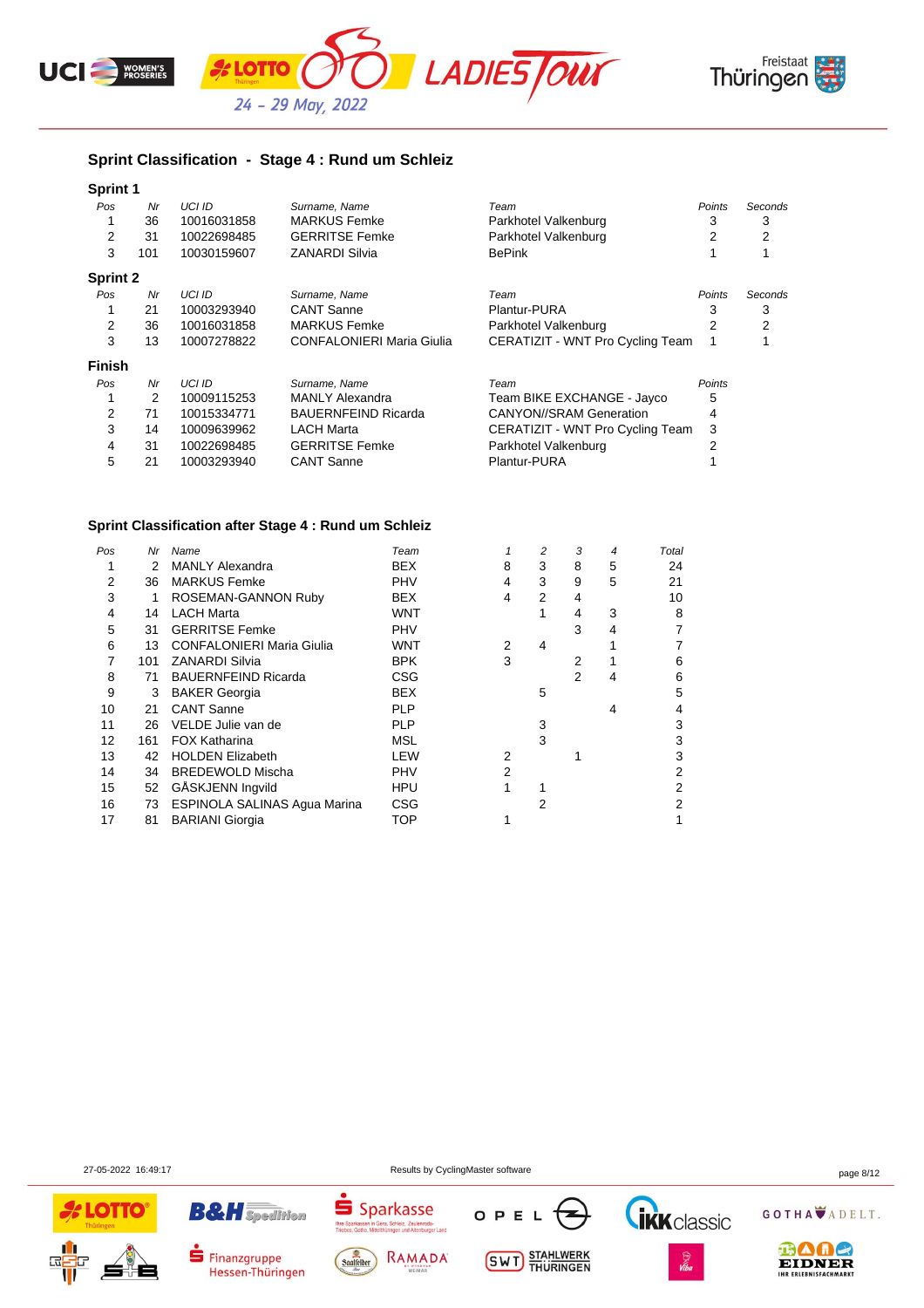## Sprint Classification - Stage 4 : Rund um Schleiz

### Sprint 1

| Pos | Nr | UCI ID | Surname, Name | Team | Points | Seconds |
|---|---|---|---|---|---|---|
| 1 | 36 | 10016031858 | MARKUS Femke | Parkhotel Valkenburg | 3 | 3 |
| 2 | 31 | 10022698485 | GERRITSE Femke | Parkhotel Valkenburg | 2 | 2 |
| 3 | 101 | 10030159607 | ZANARDI Silvia | BePink | 1 | 1 |

### Sprint 2

| Pos | Nr | UCI ID | Surname, Name | Team | Points | Seconds |
|---|---|---|---|---|---|---|
| 1 | 21 | 10003293940 | CANT Sanne | Plantur-PURA | 3 | 3 |
| 2 | 36 | 10016031858 | MARKUS Femke | Parkhotel Valkenburg | 2 | 2 |
| 3 | 13 | 10007278822 | CONFALONIERI Maria Giulia | CERATIZIT - WNT Pro Cycling Team | 1 | 1 |

### Finish

| Pos | Nr | UCI ID | Surname, Name | Team | Points |
|---|---|---|---|---|---|
| 1 | 2 | 10009115253 | MANLY Alexandra | Team BIKE EXCHANGE - Jayco | 5 |
| 2 | 71 | 10015334771 | BAUERNFEIND Ricarda | CANYON//SRAM Generation | 4 |
| 3 | 14 | 10009639962 | LACH Marta | CERATIZIT - WNT Pro Cycling Team | 3 |
| 4 | 31 | 10022698485 | GERRITSE Femke | Parkhotel Valkenburg | 2 |
| 5 | 21 | 10003293940 | CANT Sanne | Plantur-PURA | 1 |

## Sprint Classification after Stage 4 : Rund um Schleiz

| Pos | Nr | Name | Team | 1 | 2 | 3 | 4 | Total |
|---|---|---|---|---|---|---|---|---|
| 1 | 2 | MANLY Alexandra | BEX | 8 | 3 | 8 | 5 | 24 |
| 2 | 36 | MARKUS Femke | PHV | 4 | 3 | 9 | 5 | 21 |
| 3 | 1 | ROSEMAN-GANNON Ruby | BEX | 4 | 2 | 4 | | 10 |
| 4 | 14 | LACH Marta | WNT | | 1 | 4 | 3 | 8 |
| 5 | 31 | GERRITSE Femke | PHV | | | 3 | 4 | 7 |
| 6 | 13 | CONFALONIERI Maria Giulia | WNT | 2 | 4 | | 1 | 7 |
| 7 | 101 | ZANARDI Silvia | BPK | 3 | | 2 | 1 | 6 |
| 8 | 71 | BAUERNFEIND Ricarda | CSG | | | 2 | 4 | 6 |
| 9 | 3 | BAKER Georgia | BEX | | 5 | | | 5 |
| 10 | 21 | CANT Sanne | PLP | | | | 4 | 4 |
| 11 | 26 | VELDE Julie van de | PLP | | 3 | | | 3 |
| 12 | 161 | FOX Katharina | MSL | | 3 | | | 3 |
| 13 | 42 | HOLDEN Elizabeth | LEW | 2 | | 1 | | 3 |
| 14 | 34 | BREDEWOLD Mischa | PHV | 2 | | | | 2 |
| 15 | 52 | GÅSKJENN Ingvild | HPU | 1 | 1 | | | 2 |
| 16 | 73 | ESPINOLA SALINAS Agua Marina | CSG | | 2 | | | 2 |
| 17 | 81 | BARIANI Giorgia | TOP | 1 | | | | 1 |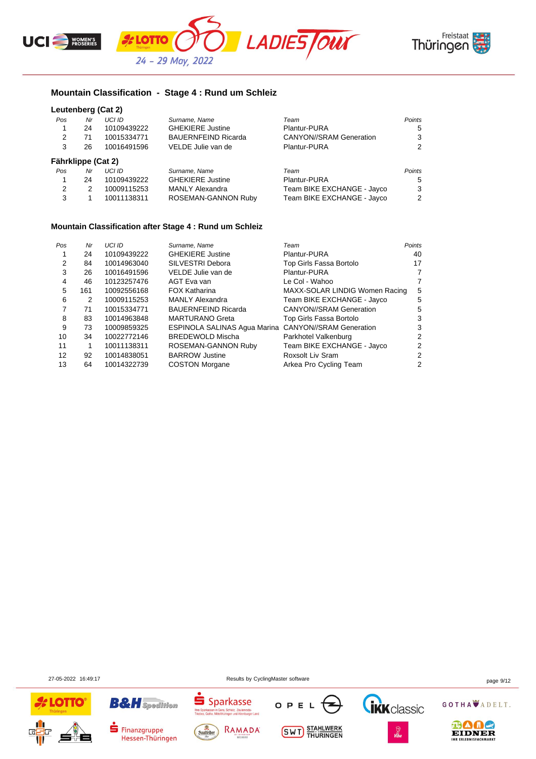## Mountain Classification - Stage 4 : Rund um Schleiz

### Leutenberg (Cat 2)

| Pos | Nr | UCI ID | Surname, Name | Team | Points |
|---|---|---|---|---|---|
| 1 | 24 | 10109439222 | GHEKIERE Justine | Plantur-PURA | 5 |
| 2 | 71 | 10015334771 | BAUERNFEIND Ricarda | CANYON//SRAM Generation | 3 |
| 3 | 26 | 10016491596 | VELDE Julie van de | Plantur-PURA | 2 |

### Fährklippe (Cat 2)

| Pos | Nr | UCI ID | Surname, Name | Team | Points |
|---|---|---|---|---|---|
| 1 | 24 | 10109439222 | GHEKIERE Justine | Plantur-PURA | 5 |
| 2 | 2 | 10009115253 | MANLY Alexandra | Team BIKE EXCHANGE - Jayco | 3 |
| 3 | 1 | 10011138311 | ROSEMAN-GANNON Ruby | Team BIKE EXCHANGE - Jayco | 2 |

## Mountain Classification after Stage 4 : Rund um Schleiz

| Pos | Nr | UCI ID | Surname, Name | Team | Points |
|---|---|---|---|---|---|
| 1 | 24 | 10109439222 | GHEKIERE Justine | Plantur-PURA | 40 |
| 2 | 84 | 10014963040 | SILVESTRI Debora | Top Girls Fassa Bortolo | 17 |
| 3 | 26 | 10016491596 | VELDE Julie van de | Plantur-PURA | 7 |
| 4 | 46 | 10123257476 | AGT Eva van | Le Col - Wahoo | 7 |
| 5 | 161 | 10092556168 | FOX Katharina | MAXX-SOLAR LINDIG Women Racing | 5 |
| 6 | 2 | 10009115253 | MANLY Alexandra | Team BIKE EXCHANGE - Jayco | 5 |
| 7 | 71 | 10015334771 | BAUERNFEIND Ricarda | CANYON//SRAM Generation | 5 |
| 8 | 83 | 10014963848 | MARTURANO Greta | Top Girls Fassa Bortolo | 3 |
| 9 | 73 | 10009859325 | ESPINOLA SALINAS Agua Marina | CANYON//SRAM Generation | 3 |
| 10 | 34 | 10022772146 | BREDEWOLD Mischa | Parkhotel Valkenburg | 2 |
| 11 | 1 | 10011138311 | ROSEMAN-GANNON Ruby | Team BIKE EXCHANGE - Jayco | 2 |
| 12 | 92 | 10014838051 | BARROW Justine | Roxsolt Liv Sram | 2 |
| 13 | 64 | 10014322739 | COSTON Morgane | Arkea Pro Cycling Team | 2 |

27-05-2022 16:49:17 Results by CyclingMaster software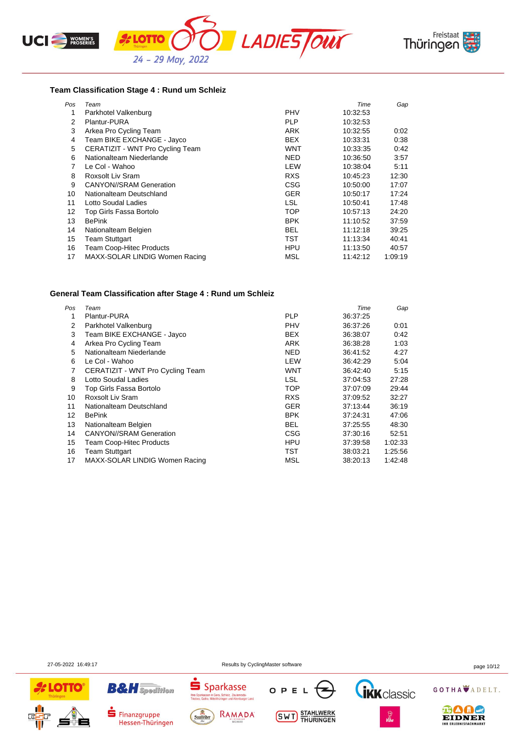### Team Classification Stage 4 : Rund um Schleiz

| Pos | Team | | Time | Gap |
|---|---|---|---|---|
| 1 | Parkhotel Valkenburg | PHV | 10:32:53 | |
| 2 | Plantur-PURA | PLP | 10:32:53 | |
| 3 | Arkea Pro Cycling Team | ARK | 10:32:55 | 0:02 |
| 4 | Team BIKE EXCHANGE - Jayco | BEX | 10:33:31 | 0:38 |
| 5 | CERATIZIT - WNT Pro Cycling Team | WNT | 10:33:35 | 0:42 |
| 6 | Nationalteam Niederlande | NED | 10:36:50 | 3:57 |
| 7 | Le Col - Wahoo | LEW | 10:38:04 | 5:11 |
| 8 | Roxsolt Liv Sram | RXS | 10:45:23 | 12:30 |
| 9 | CANYON//SRAM Generation | CSG | 10:50:00 | 17:07 |
| 10 | Nationalteam Deutschland | GER | 10:50:17 | 17:24 |
| 11 | Lotto Soudal Ladies | LSL | 10:50:41 | 17:48 |
| 12 | Top Girls Fassa Bortolo | TOP | 10:57:13 | 24:20 |
| 13 | BePink | BPK | 11:10:52 | 37:59 |
| 14 | Nationalteam Belgien | BEL | 11:12:18 | 39:25 |
| 15 | Team Stuttgart | TST | 11:13:34 | 40:41 |
| 16 | Team Coop-Hitec Products | HPU | 11:13:50 | 40:57 |
| 17 | MAXX-SOLAR LINDIG Women Racing | MSL | 11:42:12 | 1:09:19 |

### General Team Classification after Stage 4 : Rund um Schleiz

| Pos | Team | | Time | Gap |
|---|---|---|---|---|
| 1 | Plantur-PURA | PLP | 36:37:25 | |
| 2 | Parkhotel Valkenburg | PHV | 36:37:26 | 0:01 |
| 3 | Team BIKE EXCHANGE - Jayco | BEX | 36:38:07 | 0:42 |
| 4 | Arkea Pro Cycling Team | ARK | 36:38:28 | 1:03 |
| 5 | Nationalteam Niederlande | NED | 36:41:52 | 4:27 |
| 6 | Le Col - Wahoo | LEW | 36:42:29 | 5:04 |
| 7 | CERATIZIT - WNT Pro Cycling Team | WNT | 36:42:40 | 5:15 |
| 8 | Lotto Soudal Ladies | LSL | 37:04:53 | 27:28 |
| 9 | Top Girls Fassa Bortolo | TOP | 37:07:09 | 29:44 |
| 10 | Roxsolt Liv Sram | RXS | 37:09:52 | 32:27 |
| 11 | Nationalteam Deutschland | GER | 37:13:44 | 36:19 |
| 12 | BePink | BPK | 37:24:31 | 47:06 |
| 13 | Nationalteam Belgien | BEL | 37:25:55 | 48:30 |
| 14 | CANYON//SRAM Generation | CSG | 37:30:16 | 52:51 |
| 15 | Team Coop-Hitec Products | HPU | 37:39:58 | 1:02:33 |
| 16 | Team Stuttgart | TST | 38:03:21 | 1:25:56 |
| 17 | MAXX-SOLAR LINDIG Women Racing | MSL | 38:20:13 | 1:42:48 |

27-05-2022 16:49:17 Results by CyclingMaster software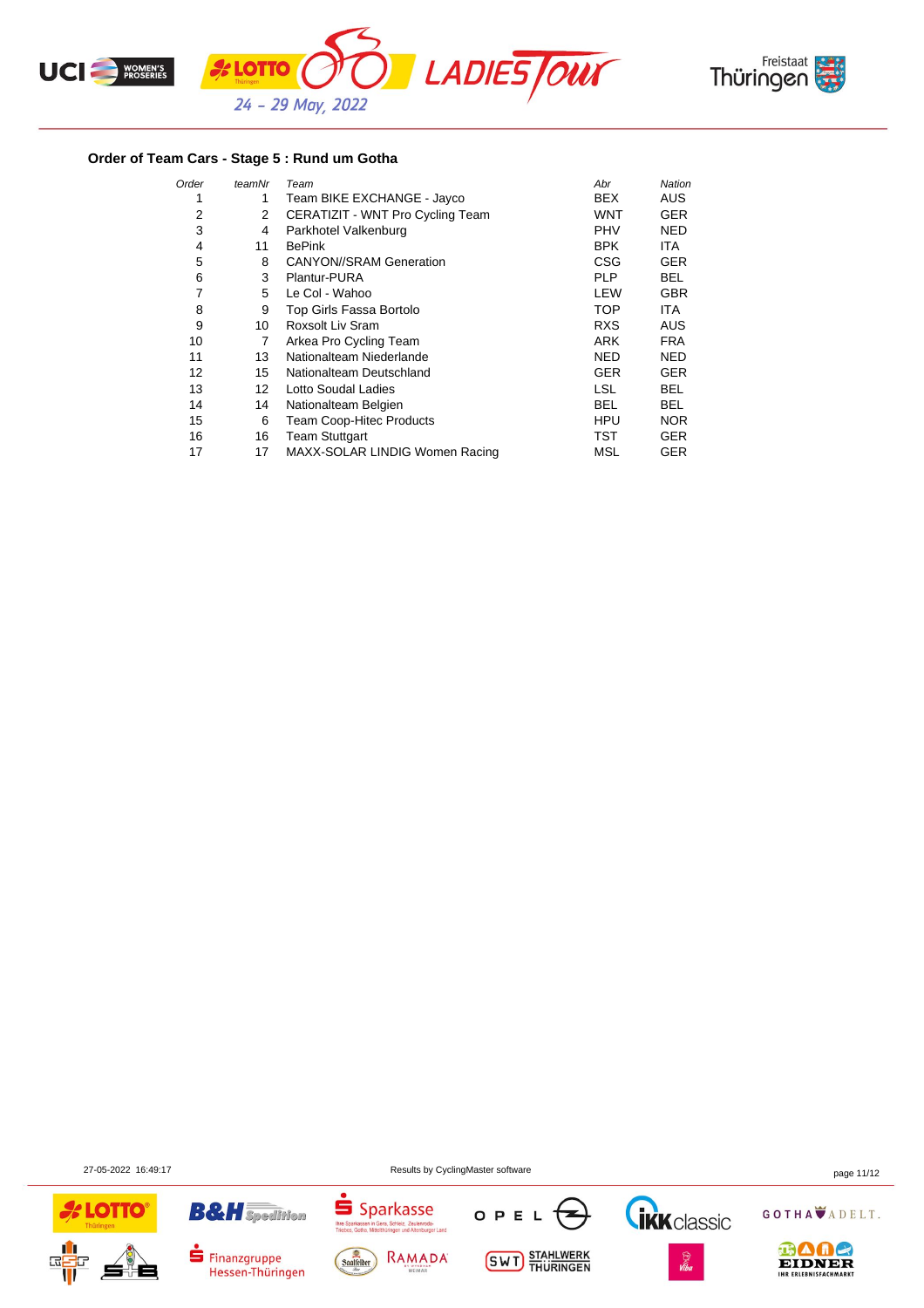## Order of Team Cars - Stage 5 : Rund um Gotha

| *Order* | *teamNr* | *Team* | *Abr* | *Nation* |
|---|---|---|---|---|
| 1 | 1 | Team BIKE EXCHANGE - Jayco | BEX | AUS |
| 2 | 2 | CERATIZIT - WNT Pro Cycling Team | WNT | GER |
| 3 | 4 | Parkhotel Valkenburg | PHV | NED |
| 4 | 11 | BePink | BPK | ITA |
| 5 | 8 | CANYON//SRAM Generation | CSG | GER |
| 6 | 3 | Plantur-PURA | PLP | BEL |
| 7 | 5 | Le Col - Wahoo | LEW | GBR |
| 8 | 9 | Top Girls Fassa Bortolo | TOP | ITA |
| 9 | 10 | Roxsolt Liv Sram | RXS | AUS |
| 10 | 7 | Arkea Pro Cycling Team | ARK | FRA |
| 11 | 13 | Nationalteam Niederlande | NED | NED |
| 12 | 15 | Nationalteam Deutschland | GER | GER |
| 13 | 12 | Lotto Soudal Ladies | LSL | BEL |
| 14 | 14 | Nationalteam Belgien | BEL | BEL |
| 15 | 6 | Team Coop-Hitec Products | HPU | NOR |
| 16 | 16 | Team Stuttgart | TST | GER |
| 17 | 17 | MAXX-SOLAR LINDIG Women Racing | MSL | GER |

27-05-2022 16:49:17 Results by CyclingMaster software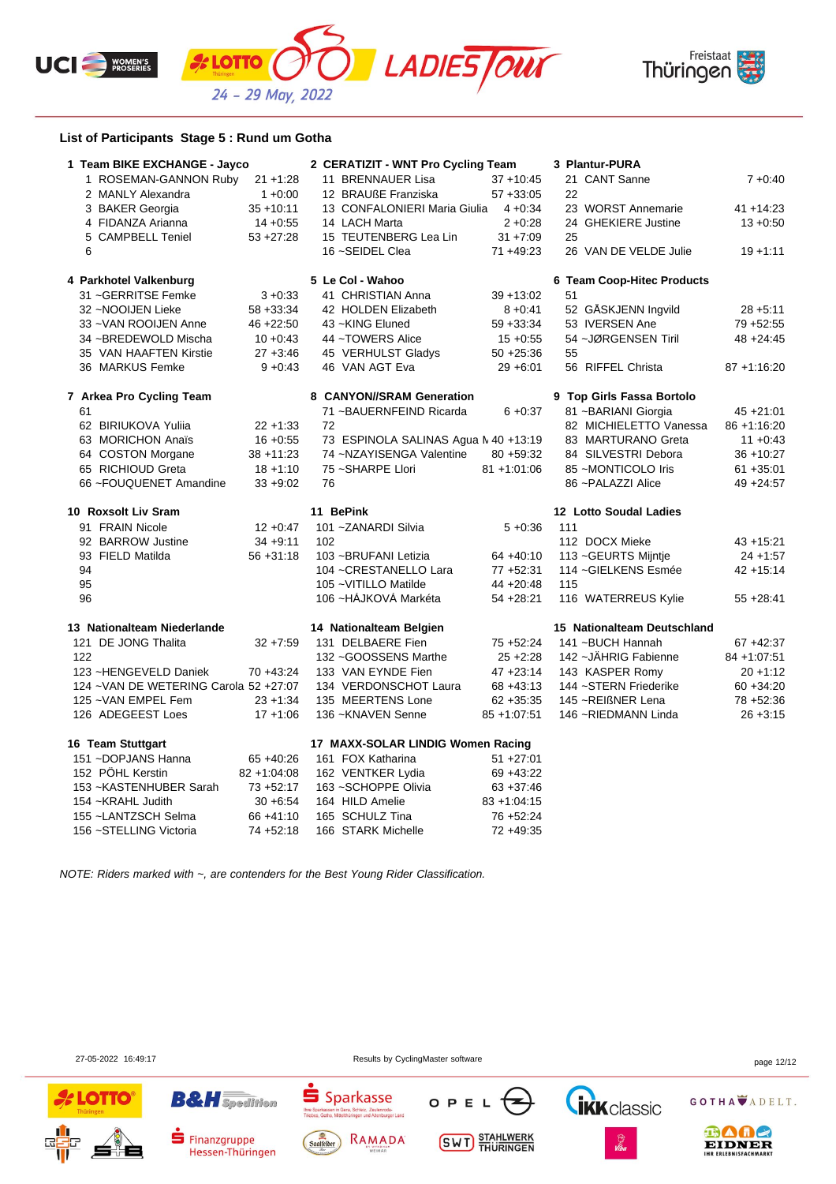## List of Participants Stage 5 : Rund um Gotha

### 1 Team BIKE EXCHANGE - Jayco

| | | | |
|---|---|---|---|
| 1 | ROSEMAN-GANNON Ruby | 21 | +1:28 |
| 2 | MANLY Alexandra | 1 | +0:00 |
| 3 | BAKER Georgia | 35 | +10:11 |
| 4 | FIDANZA Arianna | 14 | +0:55 |
| 5 | CAMPBELL Teniel | 53 | +27:28 |
| 6 | | | |

### 2 CERATIZIT - WNT Pro Cycling Team

| | | | |
|---|---|---|---|
| 11 | BRENNAUER Lisa | 37 | +10:45 |
| 12 | BRAUßE Franziska | 57 | +33:05 |
| 13 | CONFALONIERI Maria Giulia | 4 | +0:34 |
| 14 | LACH Marta | 2 | +0:28 |
| 15 | TEUTENBERG Lea Lin | 31 | +7:09 |
| 16 | ~SEIDEL Clea | 71 | +49:23 |

### 3 Plantur-PURA

| | | | |
|---|---|---|---|
| 21 | CANT Sanne | 7 | +0:40 |
| 22 | | | |
| 23 | WORST Annemarie | 41 | +14:23 |
| 24 | GHEKIERE Justine | 13 | +0:50 |
| 25 | | | |
| 26 | VAN DE VELDE Julie | 19 | +1:11 |

### 4 Parkhotel Valkenburg

| | | | |
|---|---|---|---|
| 31 | ~GERRITSE Femke | 3 | +0:33 |
| 32 | ~NOOIJEN Lieke | 58 | +33:34 |
| 33 | ~VAN ROOIJEN Anne | 46 | +22:50 |
| 34 | ~BREDEWOLD Mischa | 10 | +0:43 |
| 35 | VAN HAAFTEN Kirstie | 27 | +3:46 |
| 36 | MARKUS Femke | 9 | +0:43 |

### 5 Le Col - Wahoo

| | | | |
|---|---|---|---|
| 41 | CHRISTIAN Anna | 39 | +13:02 |
| 42 | HOLDEN Elizabeth | 8 | +0:41 |
| 43 | ~KING Eluned | 59 | +33:34 |
| 44 | ~TOWERS Alice | 15 | +0:55 |
| 45 | VERHULST Gladys | 50 | +25:36 |
| 46 | VAN AGT Eva | 29 | +6:01 |

### 6 Team Coop-Hitec Products

| | | | |
|---|---|---|---|
| 51 | | | |
| 52 | GÅSKJENN Ingvild | 28 | +5:11 |
| 53 | IVERSEN Ane | 79 | +52:55 |
| 54 | ~JØRGENSEN Tiril | 48 | +24:45 |
| 55 | | | |
| 56 | RIFFEL Christa | 87 | +1:16:20 |

### 7 Arkea Pro Cycling Team

| | | | |
|---|---|---|---|
| 61 | | | |
| 62 | BIRIUKOVA Yuliia | 22 | +1:33 |
| 63 | MORICHON Anaïs | 16 | +0:55 |
| 64 | COSTON Morgane | 38 | +11:23 |
| 65 | RICHIOUD Greta | 18 | +1:10 |
| 66 | ~FOUQUENET Amandine | 33 | +9:02 |

### 8 CANYON//SRAM Generation

| | | | |
|---|---|---|---|
| 71 | ~BAUERNFEIND Ricarda | 6 | +0:37 |
| 72 | | | |
| 73 | ESPINOLA SALINAS Agua M | 40 | +13:19 |
| 74 | ~NZAYISENGA Valentine | 80 | +59:32 |
| 75 | ~SHARPE Llori | 81 | +1:01:06 |
| 76 | | | |

### 9 Top Girls Fassa Bortolo

| | | | |
|---|---|---|---|
| 81 | ~BARIANI Giorgia | 45 | +21:01 |
| 82 | MICHIELETTO Vanessa | 86 | +1:16:20 |
| 83 | MARTURANO Greta | 11 | +0:43 |
| 84 | SILVESTRI Debora | 36 | +10:27 |
| 85 | ~MONTICOLO Iris | 61 | +35:01 |
| 86 | ~PALAZZI Alice | 49 | +24:57 |

### 10 Roxsolt Liv Sram

| | | | |
|---|---|---|---|
| 91 | FRAIN Nicole | 12 | +0:47 |
| 92 | BARROW Justine | 34 | +9:11 |
| 93 | FIELD Matilda | 56 | +31:18 |
| 94 | | | |
| 95 | | | |
| 96 | | | |

### 11 BePink

| | | | |
|---|---|---|---|
| 101 | ~ZANARDI Silvia | 5 | +0:36 |
| 102 | | | |
| 103 | ~BRUFANI Letizia | 64 | +40:10 |
| 104 | ~CRESTANELLO Lara | 77 | +52:31 |
| 105 | ~VITILLO Matilde | 44 | +20:48 |
| 106 | ~HÁJKOVÁ Markéta | 54 | +28:21 |

### 12 Lotto Soudal Ladies

| | | | |
|---|---|---|---|
| 111 | | | |
| 112 | DOCX Mieke | 43 | +15:21 |
| 113 | ~GEURTS Mijntje | 24 | +1:57 |
| 114 | ~GIELKENS Esmée | 42 | +15:14 |
| 115 | | | |
| 116 | WATERREUS Kylie | 55 | +28:41 |

### 13 Nationalteam Niederlande

| | | | |
|---|---|---|---|
| 121 | DE JONG Thalita | 32 | +7:59 |
| 122 | | | |
| 123 | ~HENGEVELD Daniek | 70 | +43:24 |
| 124 | ~VAN DE WETERING Carola | 52 | +27:07 |
| 125 | ~VAN EMPEL Fem | 23 | +1:34 |
| 126 | ADEGEEST Loes | 17 | +1:06 |

### 14 Nationalteam Belgien

| | | | |
|---|---|---|---|
| 131 | DELBAERE Fien | 75 | +52:24 |
| 132 | ~GOOSSENS Marthe | 25 | +2:28 |
| 133 | VAN EYNDE Fien | 47 | +23:14 |
| 134 | VERDONSCHOT Laura | 68 | +43:13 |
| 135 | MEERTENS Lone | 62 | +35:35 |
| 136 | ~KNAVEN Senne | 85 | +1:07:51 |

### 15 Nationalteam Deutschland

| | | | |
|---|---|---|---|
| 141 | ~BUCH Hannah | 67 | +42:37 |
| 142 | ~JÄHRIG Fabienne | 84 | +1:07:51 |
| 143 | KASPER Romy | 20 | +1:12 |
| 144 | ~STERN Friederike | 60 | +34:20 |
| 145 | ~REIßNER Lena | 78 | +52:36 |
| 146 | ~RIEDMANN Linda | 26 | +3:15 |

### 16 Team Stuttgart

| | | | |
|---|---|---|---|
| 151 | ~DOPJANS Hanna | 65 | +40:26 |
| 152 | PÖHL Kerstin | 82 | +1:04:08 |
| 153 | ~KASTENHUBER Sarah | 73 | +52:17 |
| 154 | ~KRAHL Judith | 30 | +6:54 |
| 155 | ~LANTZSCH Selma | 66 | +41:10 |
| 156 | ~STELLING Victoria | 74 | +52:18 |

### 17 MAXX-SOLAR LINDIG Women Racing

| | | | |
|---|---|---|---|
| 161 | FOX Katharina | 51 | +27:01 |
| 162 | VENTKER Lydia | 69 | +43:22 |
| 163 | ~SCHOPPE Olivia | 63 | +37:46 |
| 164 | HILD Amelie | 83 | +1:04:15 |
| 165 | SCHULZ Tina | 76 | +52:24 |
| 166 | STARK Michelle | 72 | +49:35 |

*NOTE: Riders marked with ~, are contenders for the Best Young Rider Classification.*

27-05-2022 16:49:17

Results by CyclingMaster software